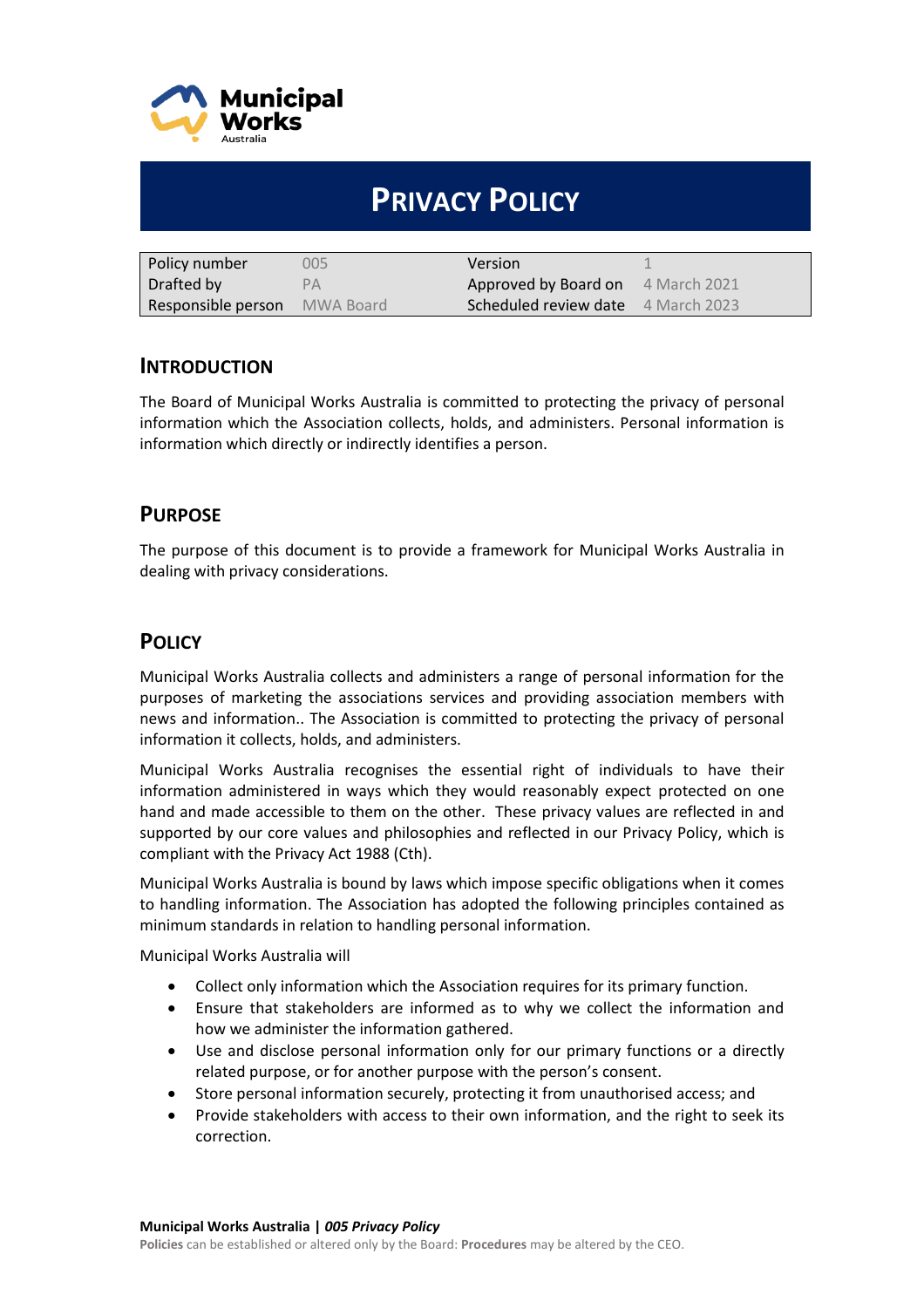# Privacy Policy

| Policy number | 005 | Version | 1 |
|---|---|---|---|
| Drafted by | PA | Approved by Board on | 4 March 2021 |
| Responsible person | MWA Board | Scheduled review date | 4 March 2023 |

## Introduction

The Board of Municipal Works Australia is committed to protecting the privacy of personal information which the Association collects, holds, and administers. Personal information is information which directly or indirectly identifies a person.

## Purpose

The purpose of this document is to provide a framework for Municipal Works Australia in dealing with privacy considerations.

## Policy

Municipal Works Australia collects and administers a range of personal information for the purposes of marketing the associations services and providing association members with news and information.. The Association is committed to protecting the privacy of personal information it collects, holds, and administers.

Municipal Works Australia recognises the essential right of individuals to have their information administered in ways which they would reasonably expect protected on one hand and made accessible to them on the other. These privacy values are reflected in and supported by our core values and philosophies and reflected in our Privacy Policy, which is compliant with the Privacy Act 1988 (Cth).

Municipal Works Australia is bound by laws which impose specific obligations when it comes to handling information. The Association has adopted the following principles contained as minimum standards in relation to handling personal information.

Municipal Works Australia will

- Collect only information which the Association requires for its primary function.
- Ensure that stakeholders are informed as to why we collect the information and how we administer the information gathered.
- Use and disclose personal information only for our primary functions or a directly related purpose, or for another purpose with the person's consent.
- Store personal information securely, protecting it from unauthorised access; and
- Provide stakeholders with access to their own information, and the right to seek its correction.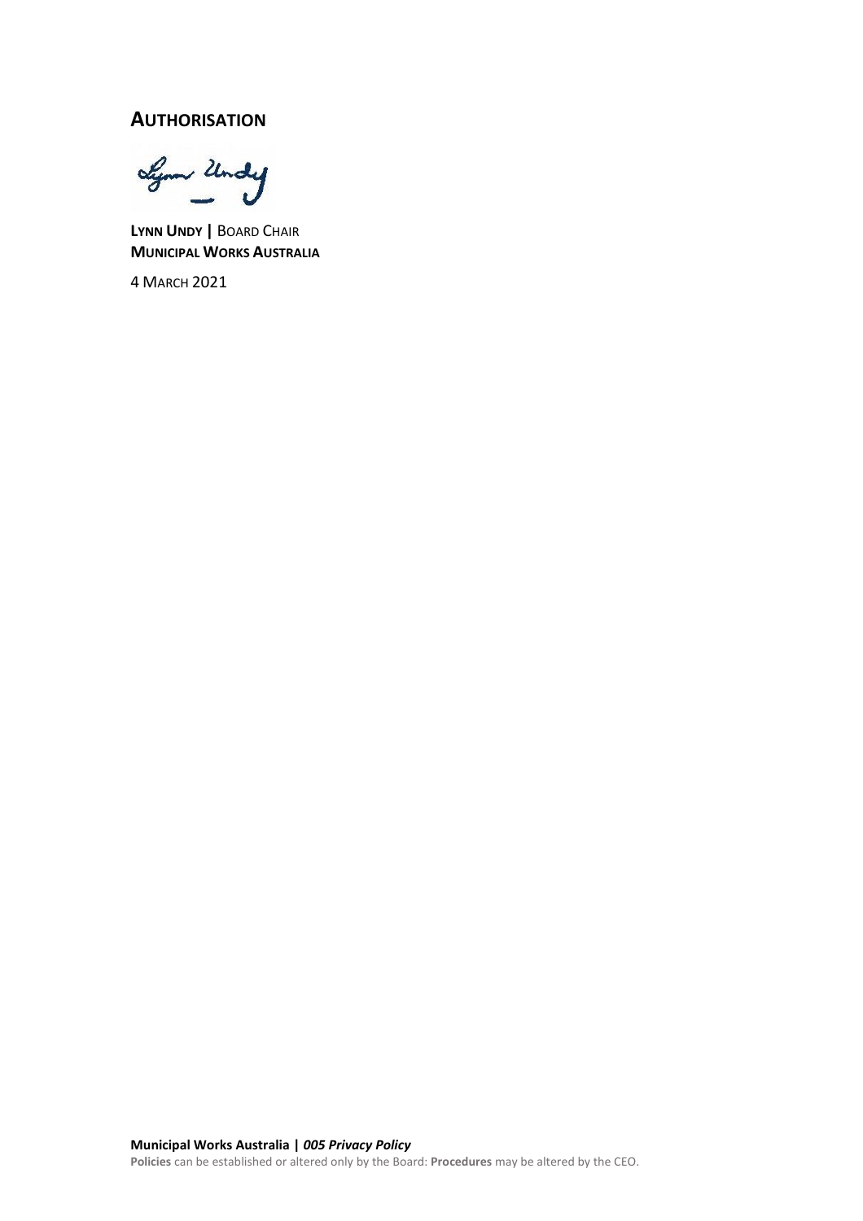## AUTHORISATION

**LYNN UNDY |** BOARD CHAIR
**MUNICIPAL WORKS AUSTRALIA**

4 MARCH 2021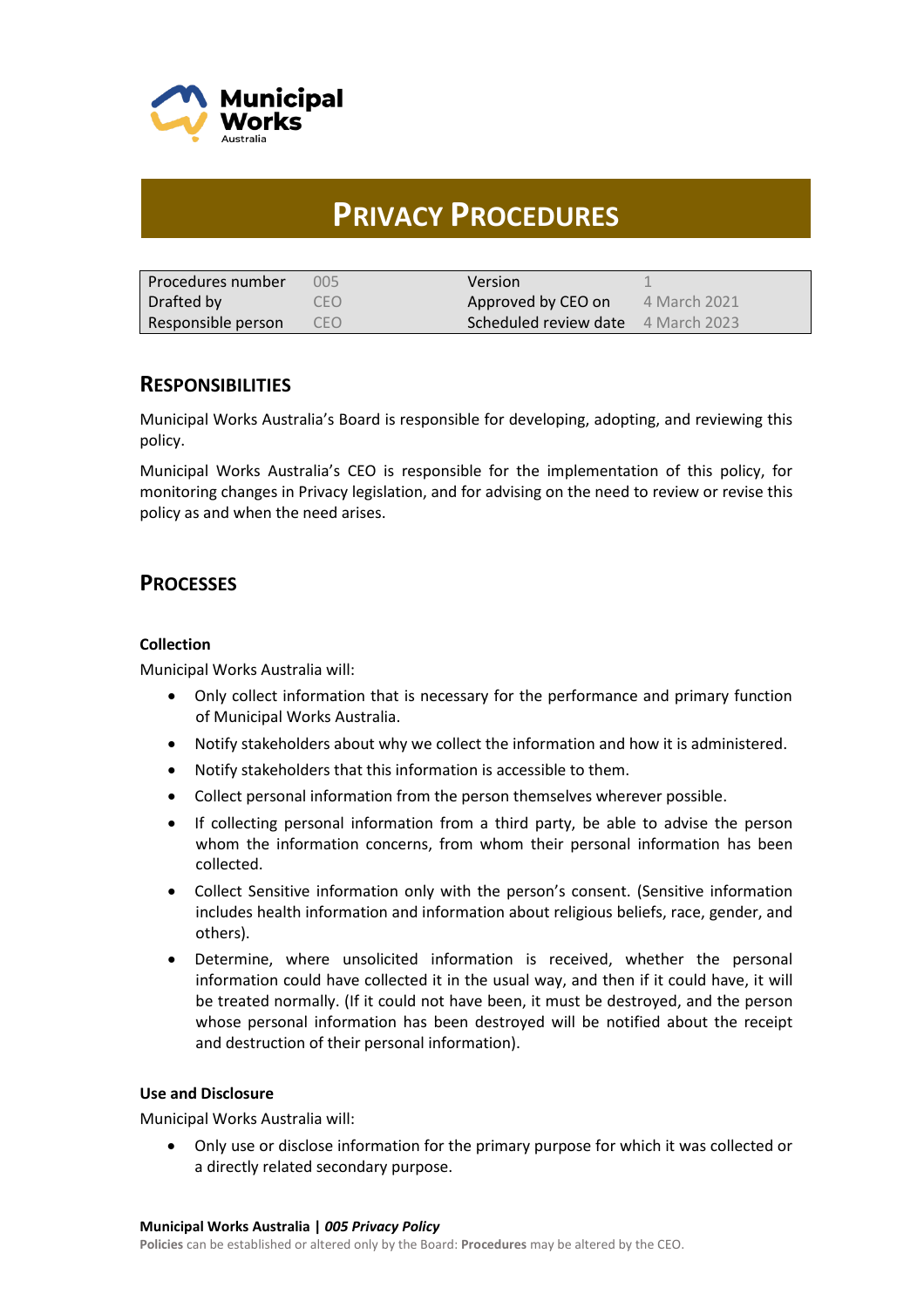# Privacy Procedures

| Procedures number | 005 | Version | 1 |
|---|---|---|---|
| Drafted by | CEO | Approved by CEO on | 4 March 2021 |
| Responsible person | CEO | Scheduled review date | 4 March 2023 |

## Responsibilities

Municipal Works Australia's Board is responsible for developing, adopting, and reviewing this policy.

Municipal Works Australia's CEO is responsible for the implementation of this policy, for monitoring changes in Privacy legislation, and for advising on the need to review or revise this policy as and when the need arises.

## Processes

### Collection

Municipal Works Australia will:

- Only collect information that is necessary for the performance and primary function of Municipal Works Australia.
- Notify stakeholders about why we collect the information and how it is administered.
- Notify stakeholders that this information is accessible to them.
- Collect personal information from the person themselves wherever possible.
- If collecting personal information from a third party, be able to advise the person whom the information concerns, from whom their personal information has been collected.
- Collect Sensitive information only with the person's consent. (Sensitive information includes health information and information about religious beliefs, race, gender, and others).
- Determine, where unsolicited information is received, whether the personal information could have collected it in the usual way, and then if it could have, it will be treated normally. (If it could not have been, it must be destroyed, and the person whose personal information has been destroyed will be notified about the receipt and destruction of their personal information).

### Use and Disclosure

Municipal Works Australia will:

- Only use or disclose information for the primary purpose for which it was collected or a directly related secondary purpose.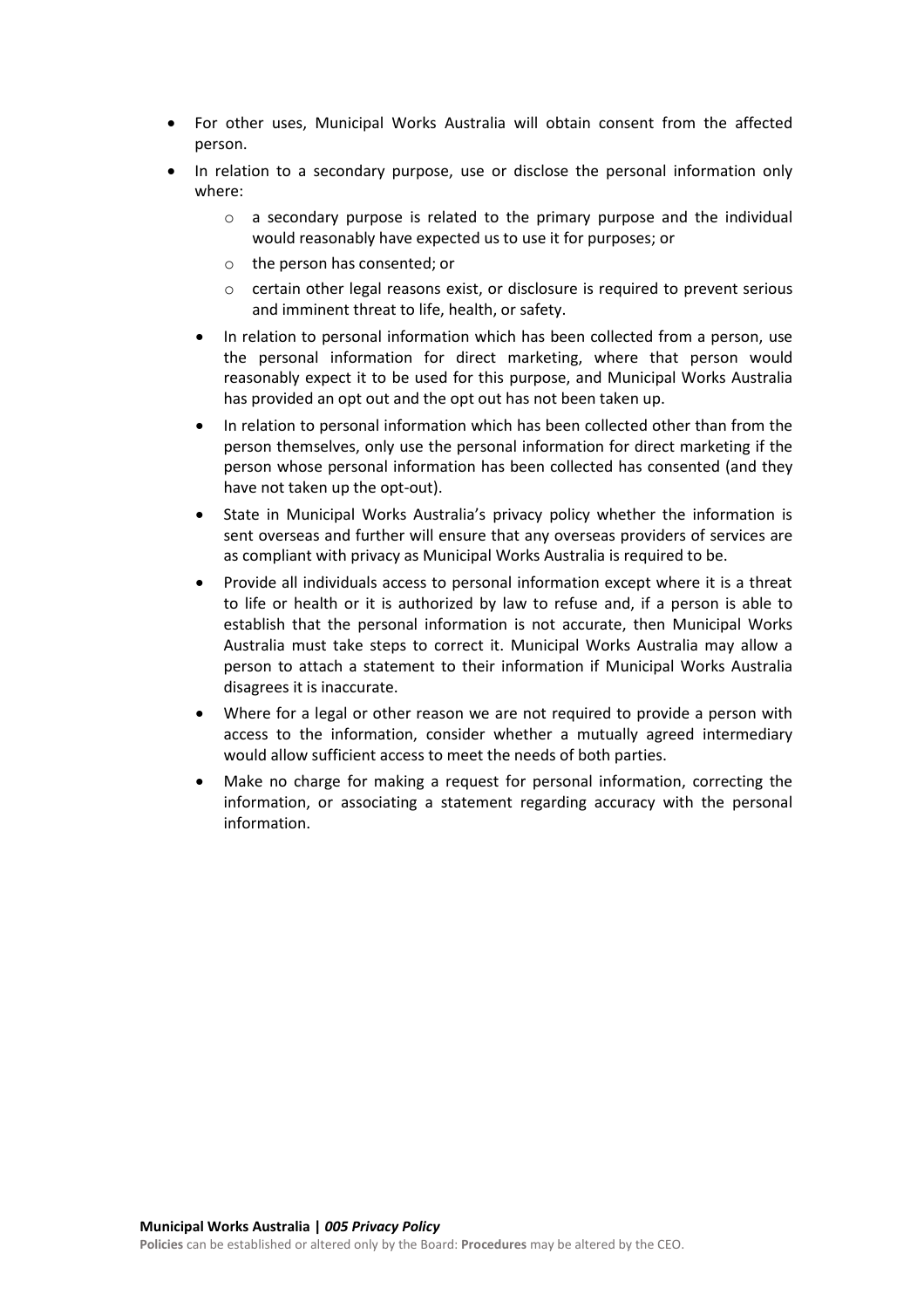- For other uses, Municipal Works Australia will obtain consent from the affected person.
- In relation to a secondary purpose, use or disclose the personal information only where:
    - a secondary purpose is related to the primary purpose and the individual would reasonably have expected us to use it for purposes; or
    - the person has consented; or
    - certain other legal reasons exist, or disclosure is required to prevent serious and imminent threat to life, health, or safety.
- In relation to personal information which has been collected from a person, use the personal information for direct marketing, where that person would reasonably expect it to be used for this purpose, and Municipal Works Australia has provided an opt out and the opt out has not been taken up.
- In relation to personal information which has been collected other than from the person themselves, only use the personal information for direct marketing if the person whose personal information has been collected has consented (and they have not taken up the opt-out).
- State in Municipal Works Australia's privacy policy whether the information is sent overseas and further will ensure that any overseas providers of services are as compliant with privacy as Municipal Works Australia is required to be.
- Provide all individuals access to personal information except where it is a threat to life or health or it is authorized by law to refuse and, if a person is able to establish that the personal information is not accurate, then Municipal Works Australia must take steps to correct it. Municipal Works Australia may allow a person to attach a statement to their information if Municipal Works Australia disagrees it is inaccurate.
- Where for a legal or other reason we are not required to provide a person with access to the information, consider whether a mutually agreed intermediary would allow sufficient access to meet the needs of both parties.
- Make no charge for making a request for personal information, correcting the information, or associating a statement regarding accuracy with the personal information.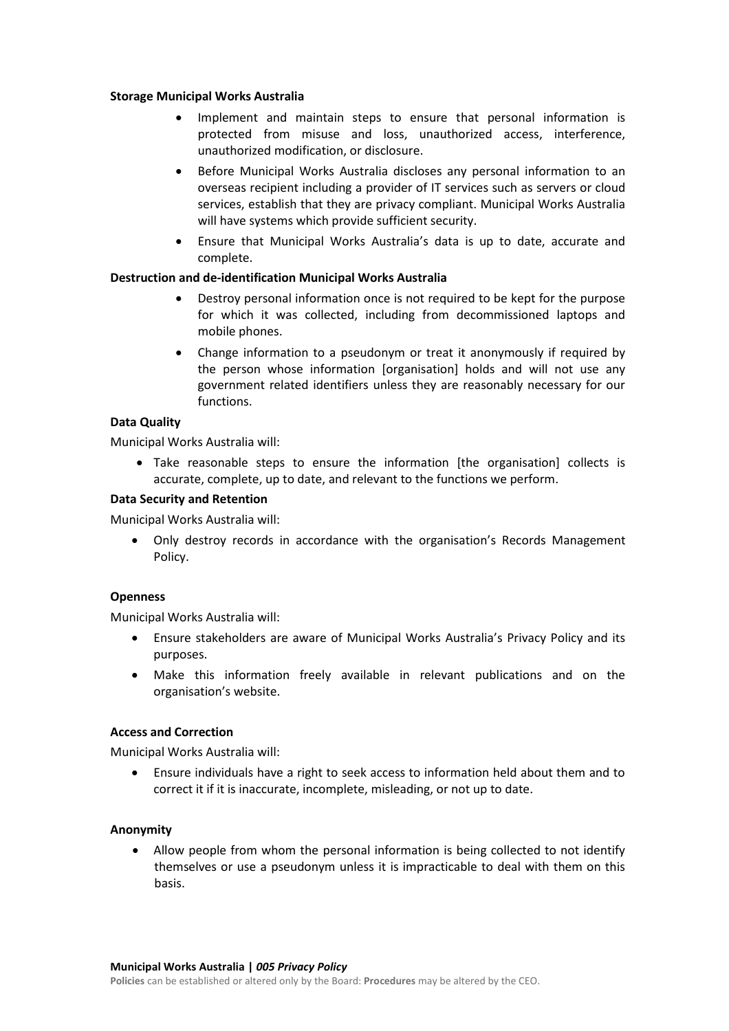**Storage Municipal Works Australia**

- Implement and maintain steps to ensure that personal information is protected from misuse and loss, unauthorized access, interference, unauthorized modification, or disclosure.
- Before Municipal Works Australia discloses any personal information to an overseas recipient including a provider of IT services such as servers or cloud services, establish that they are privacy compliant. Municipal Works Australia will have systems which provide sufficient security.
- Ensure that Municipal Works Australia's data is up to date, accurate and complete.

**Destruction and de-identification Municipal Works Australia**

- Destroy personal information once is not required to be kept for the purpose for which it was collected, including from decommissioned laptops and mobile phones.
- Change information to a pseudonym or treat it anonymously if required by the person whose information [organisation] holds and will not use any government related identifiers unless they are reasonably necessary for our functions.

**Data Quality**

Municipal Works Australia will:

- Take reasonable steps to ensure the information [the organisation] collects is accurate, complete, up to date, and relevant to the functions we perform.

**Data Security and Retention**

Municipal Works Australia will:

- Only destroy records in accordance with the organisation's Records Management Policy.

**Openness**

Municipal Works Australia will:

- Ensure stakeholders are aware of Municipal Works Australia's Privacy Policy and its purposes.
- Make this information freely available in relevant publications and on the organisation's website.

**Access and Correction**

Municipal Works Australia will:

- Ensure individuals have a right to seek access to information held about them and to correct it if it is inaccurate, incomplete, misleading, or not up to date.

**Anonymity**

- Allow people from whom the personal information is being collected to not identify themselves or use a pseudonym unless it is impracticable to deal with them on this basis.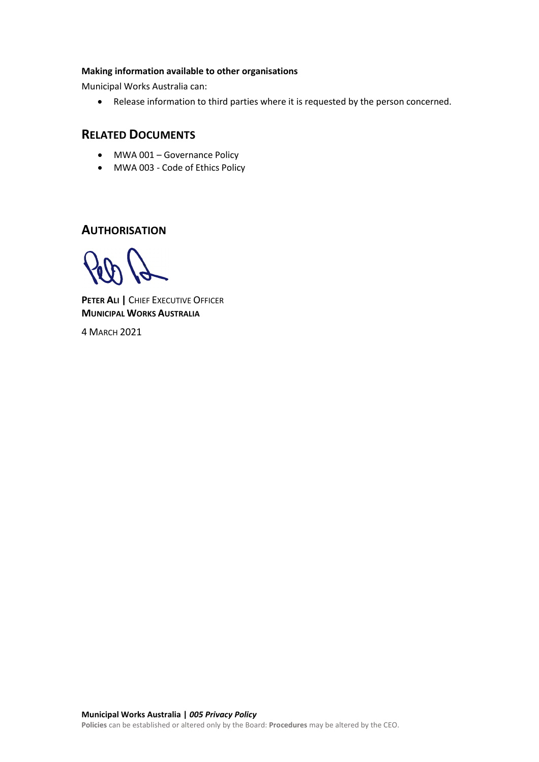**Making information available to other organisations**

Municipal Works Australia can:

- Release information to third parties where it is requested by the person concerned.

## RELATED DOCUMENTS

- MWA 001 – Governance Policy
- MWA 003 - Code of Ethics Policy

## AUTHORISATION

**PETER ALI |** CHIEF EXECUTIVE OFFICER
**MUNICIPAL WORKS AUSTRALIA**

4 MARCH 2021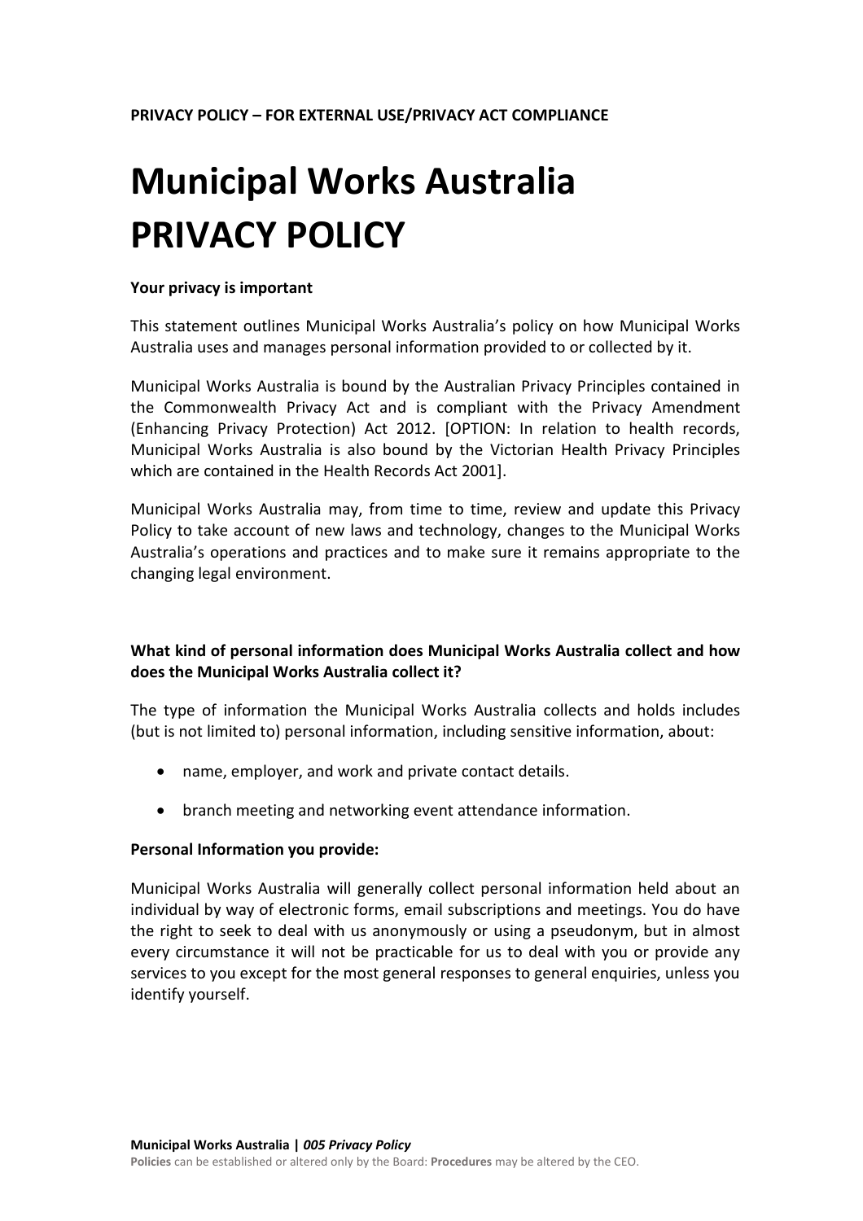**PRIVACY POLICY – FOR EXTERNAL USE/PRIVACY ACT COMPLIANCE**

# Municipal Works Australia PRIVACY POLICY

**Your privacy is important**

This statement outlines Municipal Works Australia's policy on how Municipal Works Australia uses and manages personal information provided to or collected by it.

Municipal Works Australia is bound by the Australian Privacy Principles contained in the Commonwealth Privacy Act and is compliant with the Privacy Amendment (Enhancing Privacy Protection) Act 2012. [OPTION: In relation to health records, Municipal Works Australia is also bound by the Victorian Health Privacy Principles which are contained in the Health Records Act 2001].

Municipal Works Australia may, from time to time, review and update this Privacy Policy to take account of new laws and technology, changes to the Municipal Works Australia's operations and practices and to make sure it remains appropriate to the changing legal environment.

**What kind of personal information does Municipal Works Australia collect and how does the Municipal Works Australia collect it?**

The type of information the Municipal Works Australia collects and holds includes (but is not limited to) personal information, including sensitive information, about:

- name, employer, and work and private contact details.
- branch meeting and networking event attendance information.

**Personal Information you provide:**

Municipal Works Australia will generally collect personal information held about an individual by way of electronic forms, email subscriptions and meetings. You do have the right to seek to deal with us anonymously or using a pseudonym, but in almost every circumstance it will not be practicable for us to deal with you or provide any services to you except for the most general responses to general enquiries, unless you identify yourself.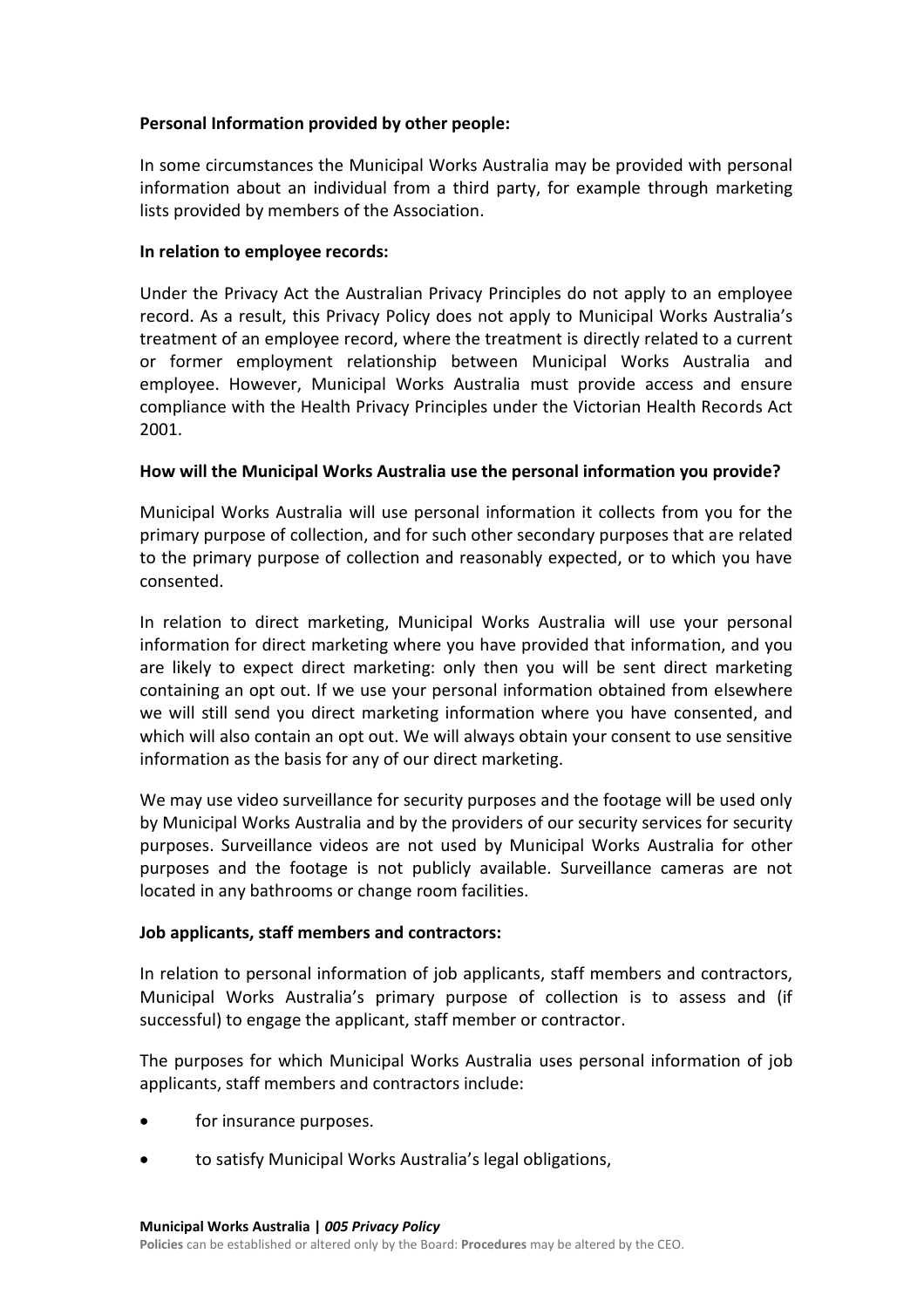**Personal Information provided by other people:**

In some circumstances the Municipal Works Australia may be provided with personal information about an individual from a third party, for example through marketing lists provided by members of the Association.

**In relation to employee records:**

Under the Privacy Act the Australian Privacy Principles do not apply to an employee record. As a result, this Privacy Policy does not apply to Municipal Works Australia's treatment of an employee record, where the treatment is directly related to a current or former employment relationship between Municipal Works Australia and employee. However, Municipal Works Australia must provide access and ensure compliance with the Health Privacy Principles under the Victorian Health Records Act 2001.

**How will the Municipal Works Australia use the personal information you provide?**

Municipal Works Australia will use personal information it collects from you for the primary purpose of collection, and for such other secondary purposes that are related to the primary purpose of collection and reasonably expected, or to which you have consented.

In relation to direct marketing, Municipal Works Australia will use your personal information for direct marketing where you have provided that information, and you are likely to expect direct marketing: only then you will be sent direct marketing containing an opt out. If we use your personal information obtained from elsewhere we will still send you direct marketing information where you have consented, and which will also contain an opt out. We will always obtain your consent to use sensitive information as the basis for any of our direct marketing.

We may use video surveillance for security purposes and the footage will be used only by Municipal Works Australia and by the providers of our security services for security purposes. Surveillance videos are not used by Municipal Works Australia for other purposes and the footage is not publicly available. Surveillance cameras are not located in any bathrooms or change room facilities.

**Job applicants, staff members and contractors:**

In relation to personal information of job applicants, staff members and contractors, Municipal Works Australia's primary purpose of collection is to assess and (if successful) to engage the applicant, staff member or contractor.

The purposes for which Municipal Works Australia uses personal information of job applicants, staff members and contractors include:

- for insurance purposes.
- to satisfy Municipal Works Australia's legal obligations,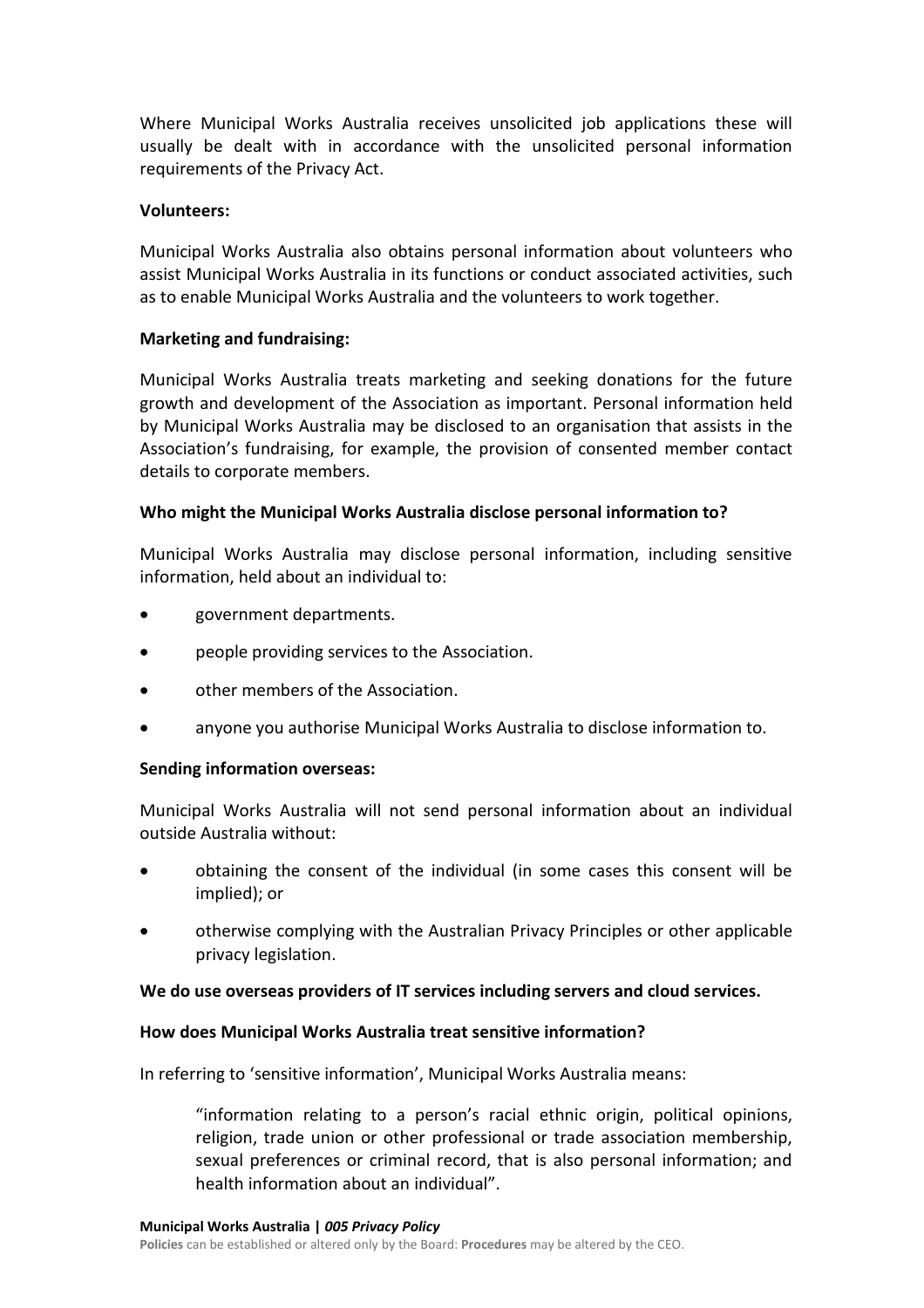Where Municipal Works Australia receives unsolicited job applications these will usually be dealt with in accordance with the unsolicited personal information requirements of the Privacy Act.

**Volunteers:**

Municipal Works Australia also obtains personal information about volunteers who assist Municipal Works Australia in its functions or conduct associated activities, such as to enable Municipal Works Australia and the volunteers to work together.

**Marketing and fundraising:**

Municipal Works Australia treats marketing and seeking donations for the future growth and development of the Association as important. Personal information held by Municipal Works Australia may be disclosed to an organisation that assists in the Association's fundraising, for example, the provision of consented member contact details to corporate members.

**Who might the Municipal Works Australia disclose personal information to?**

Municipal Works Australia may disclose personal information, including sensitive information, held about an individual to:

- government departments.
- people providing services to the Association.
- other members of the Association.
- anyone you authorise Municipal Works Australia to disclose information to.

**Sending information overseas:**

Municipal Works Australia will not send personal information about an individual outside Australia without:

- obtaining the consent of the individual (in some cases this consent will be implied); or
- otherwise complying with the Australian Privacy Principles or other applicable privacy legislation.

**We do use overseas providers of IT services including servers and cloud services.**

**How does Municipal Works Australia treat sensitive information?**

In referring to 'sensitive information', Municipal Works Australia means:

> "information relating to a person's racial ethnic origin, political opinions, religion, trade union or other professional or trade association membership, sexual preferences or criminal record, that is also personal information; and health information about an individual".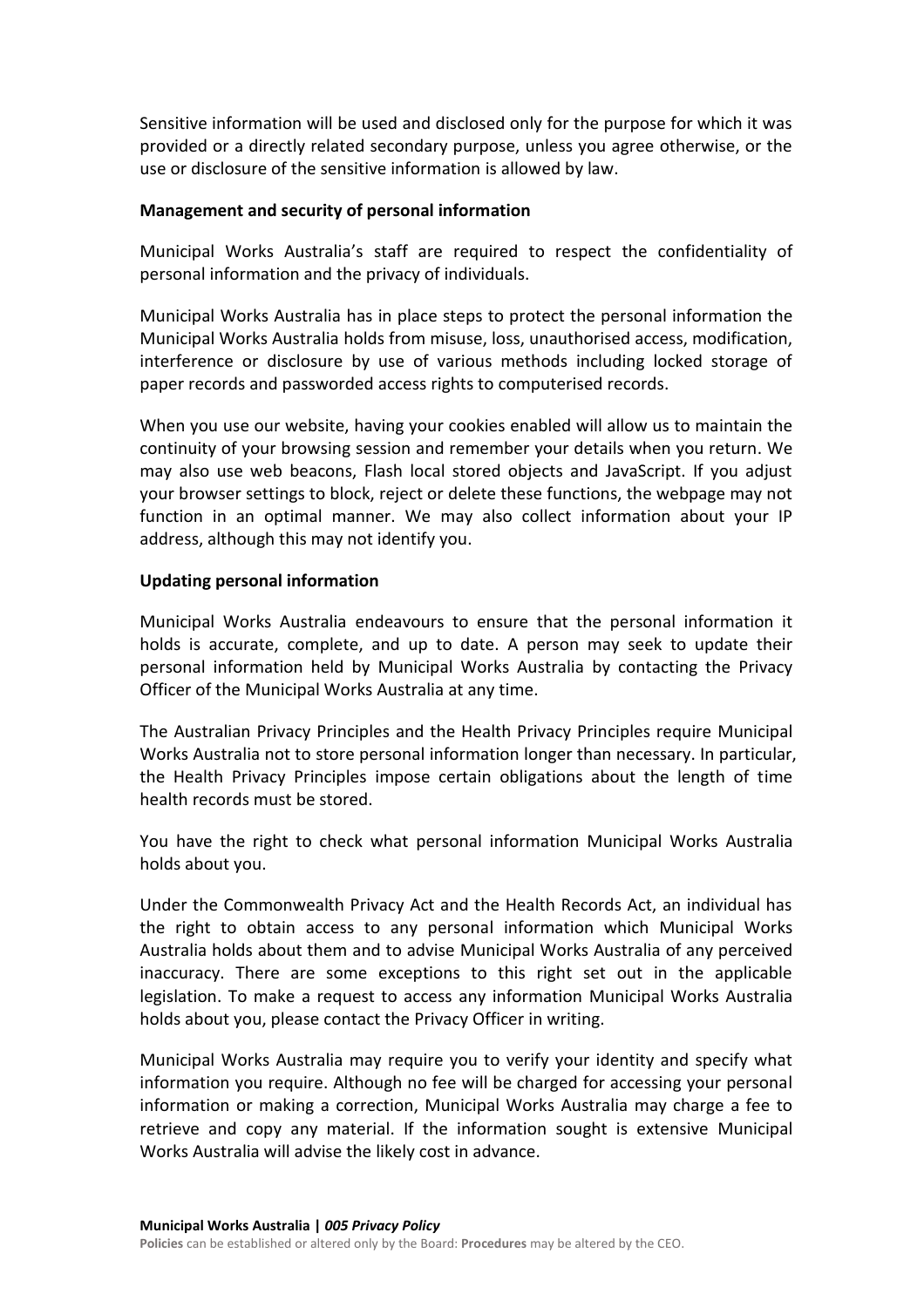Sensitive information will be used and disclosed only for the purpose for which it was provided or a directly related secondary purpose, unless you agree otherwise, or the use or disclosure of the sensitive information is allowed by law.

**Management and security of personal information**

Municipal Works Australia's staff are required to respect the confidentiality of personal information and the privacy of individuals.

Municipal Works Australia has in place steps to protect the personal information the Municipal Works Australia holds from misuse, loss, unauthorised access, modification, interference or disclosure by use of various methods including locked storage of paper records and passworded access rights to computerised records.

When you use our website, having your cookies enabled will allow us to maintain the continuity of your browsing session and remember your details when you return. We may also use web beacons, Flash local stored objects and JavaScript. If you adjust your browser settings to block, reject or delete these functions, the webpage may not function in an optimal manner. We may also collect information about your IP address, although this may not identify you.

**Updating personal information**

Municipal Works Australia endeavours to ensure that the personal information it holds is accurate, complete, and up to date. A person may seek to update their personal information held by Municipal Works Australia by contacting the Privacy Officer of the Municipal Works Australia at any time.

The Australian Privacy Principles and the Health Privacy Principles require Municipal Works Australia not to store personal information longer than necessary. In particular, the Health Privacy Principles impose certain obligations about the length of time health records must be stored.

You have the right to check what personal information Municipal Works Australia holds about you.

Under the Commonwealth Privacy Act and the Health Records Act, an individual has the right to obtain access to any personal information which Municipal Works Australia holds about them and to advise Municipal Works Australia of any perceived inaccuracy. There are some exceptions to this right set out in the applicable legislation. To make a request to access any information Municipal Works Australia holds about you, please contact the Privacy Officer in writing.

Municipal Works Australia may require you to verify your identity and specify what information you require. Although no fee will be charged for accessing your personal information or making a correction, Municipal Works Australia may charge a fee to retrieve and copy any material. If the information sought is extensive Municipal Works Australia will advise the likely cost in advance.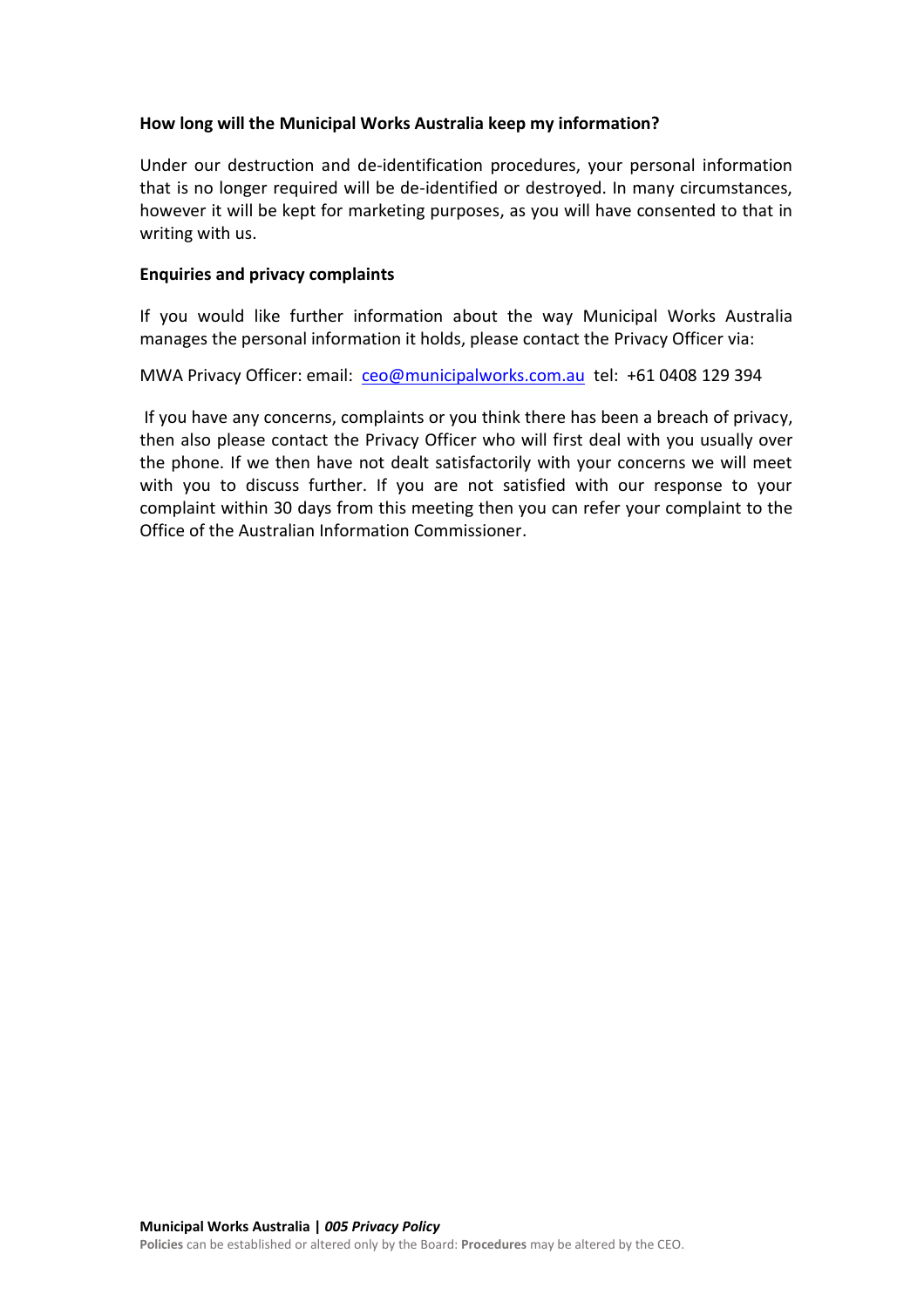**How long will the Municipal Works Australia keep my information?**

Under our destruction and de-identification procedures, your personal information that is no longer required will be de-identified or destroyed. In many circumstances, however it will be kept for marketing purposes, as you will have consented to that in writing with us.

**Enquiries and privacy complaints**

If you would like further information about the way Municipal Works Australia manages the personal information it holds, please contact the Privacy Officer via:

MWA Privacy Officer: email: ceo@municipalworks.com.au tel: +61 0408 129 394

If you have any concerns, complaints or you think there has been a breach of privacy, then also please contact the Privacy Officer who will first deal with you usually over the phone. If we then have not dealt satisfactorily with your concerns we will meet with you to discuss further. If you are not satisfied with our response to your complaint within 30 days from this meeting then you can refer your complaint to the Office of the Australian Information Commissioner.